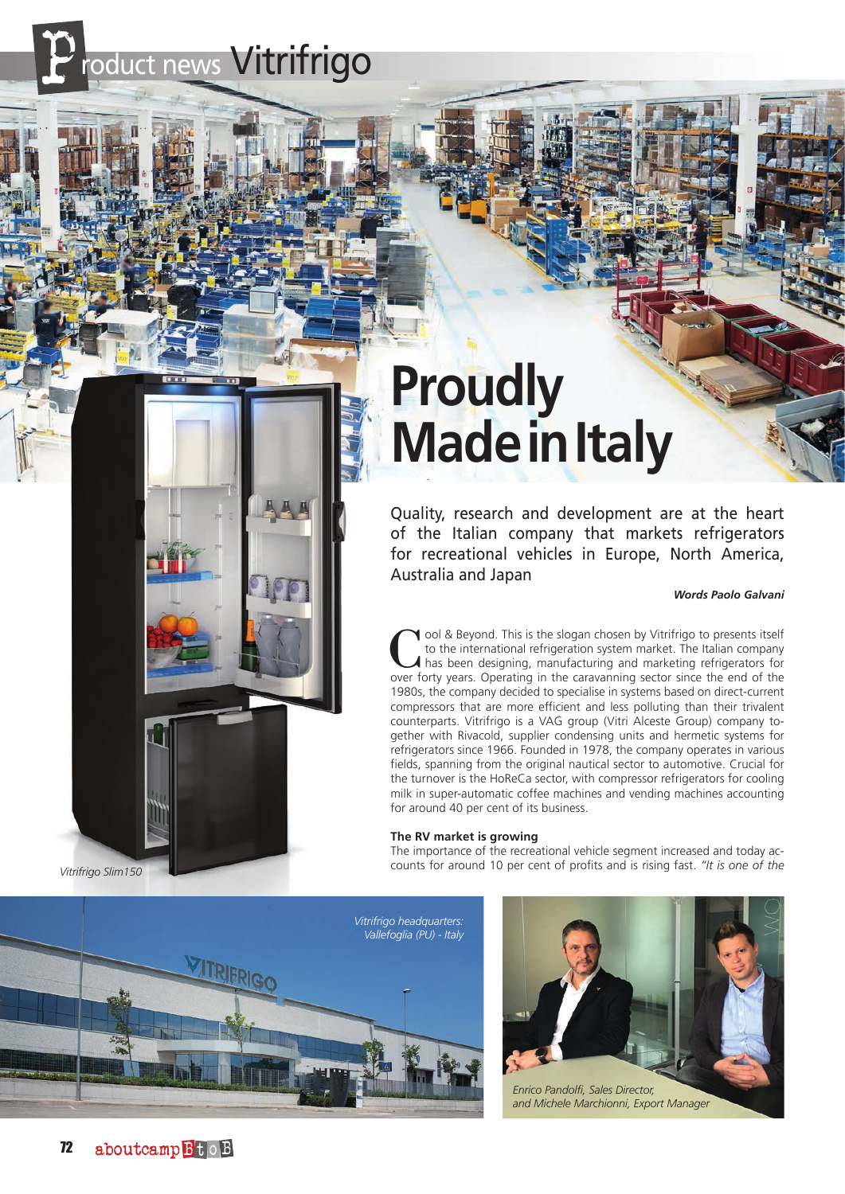Product news Vitrifrigo

# Proudly Made in Italy

Quality, research and development are at the heart of the Italian company that markets refrigerators for recreational vehicles in Europe, North America, Australia and Japan

***Words Paolo Galvani***

Cool & Beyond. This is the slogan chosen by Vitrifrigo to presents itself to the international refrigeration system market. The Italian company has been designing, manufacturing and marketing refrigerators for over forty years. Operating in the caravanning sector since the end of the 1980s, the company decided to specialise in systems based on direct-current compressors that are more efficient and less polluting than their trivalent counterparts. Vitrifrigo is a VAG group (Vitri Alceste Group) company together with Rivacold, supplier condensing units and hermetic systems for refrigerators since 1966. Founded in 1978, the company operates in various fields, spanning from the original nautical sector to automotive. Crucial for the turnover is the HoReCa sector, with compressor refrigerators for cooling milk in super-automatic coffee machines and vending machines accounting for around 40 per cent of its business.

### The RV market is growing

The importance of the recreational vehicle segment increased and today accounts for around 10 per cent of profits and is rising fast. *"It is one of the*

*Vitrifrigo Slim150*

*Vitrifrigo headquarters: Vallefoglia (PU) - Italy*

*Enrico Pandolfi, Sales Director, and Michele Marchionni, Export Manager*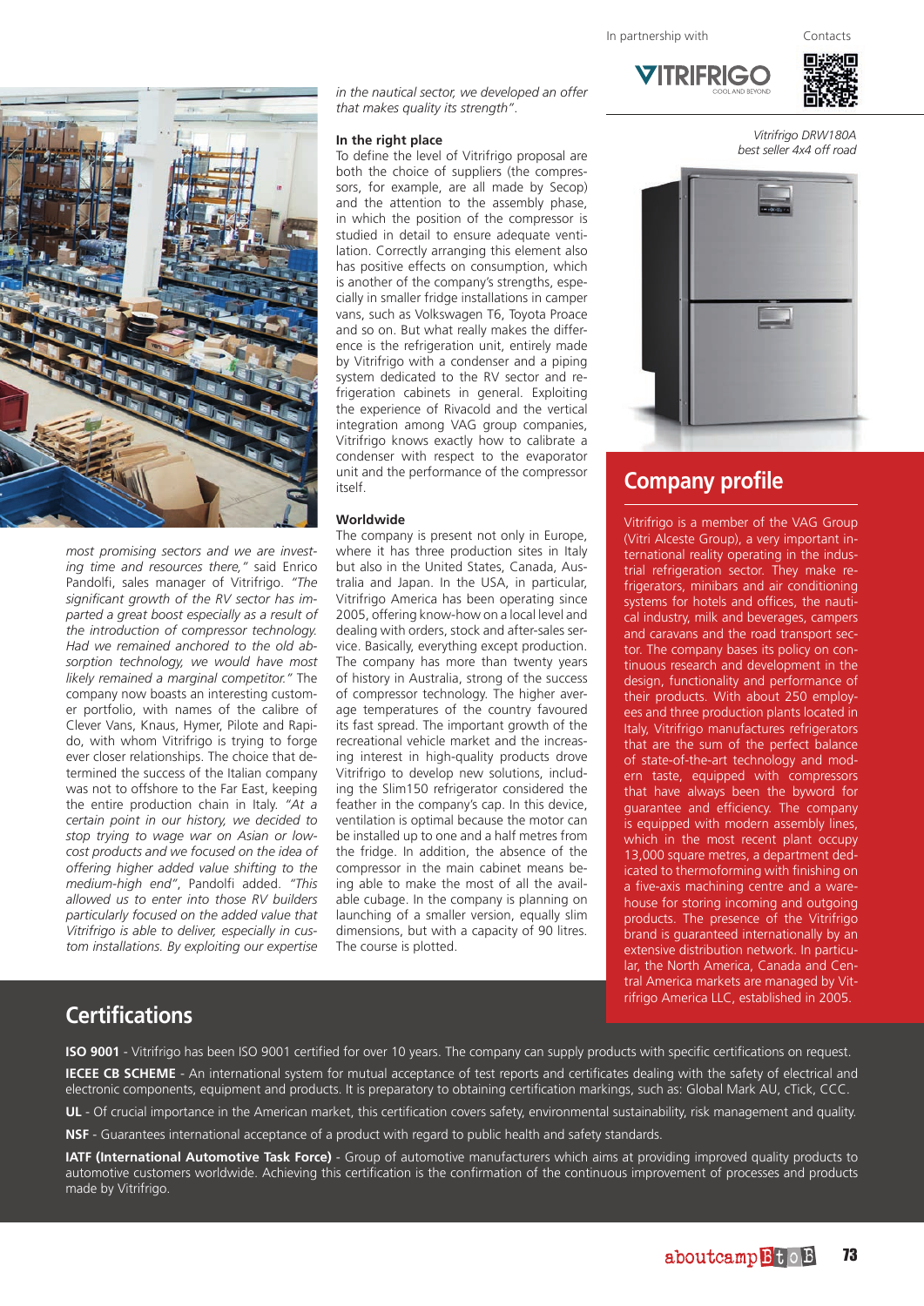In partnership with

Contacts

*most promising sectors and we are investing time and resources there,"* said Enrico Pandolfi, sales manager of Vitrifrigo. *"The significant growth of the RV sector has imparted a great boost especially as a result of the introduction of compressor technology. Had we remained anchored to the old absorption technology, we would have most likely remained a marginal competitor."* The company now boasts an interesting customer portfolio, with names of the calibre of Clever Vans, Knaus, Hymer, Pilote and Rapido, with whom Vitrifrigo is trying to forge ever closer relationships. The choice that determined the success of the Italian company was not to offshore to the Far East, keeping the entire production chain in Italy. *"At a certain point in our history, we decided to stop trying to wage war on Asian or low-cost products and we focused on the idea of offering higher added value shifting to the medium-high end"*, Pandolfi added. *"This allowed us to enter into those RV builders particularly focused on the added value that Vitrifrigo is able to deliver, especially in custom installations. By exploiting our expertise in the nautical sector, we developed an offer that makes quality its strength".*

### In the right place

To define the level of Vitrifrigo proposal are both the choice of suppliers (the compressors, for example, are all made by Secop) and the attention to the assembly phase, in which the position of the compressor is studied in detail to ensure adequate ventilation. Correctly arranging this element also has positive effects on consumption, which is another of the company's strengths, especially in smaller fridge installations in camper vans, such as Volkswagen T6, Toyota Proace and so on. But what really makes the difference is the refrigeration unit, entirely made by Vitrifrigo with a condenser and a piping system dedicated to the RV sector and refrigeration cabinets in general. Exploiting the experience of Rivacold and the vertical integration among VAG group companies, Vitrifrigo knows exactly how to calibrate a condenser with respect to the evaporator unit and the performance of the compressor itself.

### Worldwide

The company is present not only in Europe, where it has three production sites in Italy but also in the United States, Canada, Australia and Japan. In the USA, in particular, Vitrifrigo America has been operating since 2005, offering know-how on a local level and dealing with orders, stock and after-sales service. Basically, everything except production. The company has more than twenty years of history in Australia, strong of the success of compressor technology. The higher average temperatures of the country favoured its fast spread. The important growth of the recreational vehicle market and the increasing interest in high-quality products drove Vitrifrigo to develop new solutions, including the Slim150 refrigerator considered the feather in the company's cap. In this device, ventilation is optimal because the motor can be installed up to one and a half metres from the fridge. In addition, the absence of the compressor in the main cabinet means being able to make the most of all the available cubage. In the company is planning on launching of a smaller version, equally slim dimensions, but with a capacity of 90 litres. The course is plotted.

*Vitrifrigo DRW180A best seller 4x4 off road*

## Company profile

Vitrifrigo is a member of the VAG Group (Vitri Alceste Group), a very important international reality operating in the industrial refrigeration sector. They make refrigerators, minibars and air conditioning systems for hotels and offices, the nautical industry, milk and beverages, campers and caravans and the road transport sector. The company bases its policy on continuous research and development in the design, functionality and performance of their products. With about 250 employees and three production plants located in Italy, Vitrifrigo manufactures refrigerators that are the sum of the perfect balance of state-of-the-art technology and modern taste, equipped with compressors that have always been the byword for guarantee and efficiency. The company is equipped with modern assembly lines, which in the most recent plant occupy 13,000 square metres, a department dedicated to thermoforming with finishing on a five-axis machining centre and a warehouse for storing incoming and outgoing products. The presence of the Vitrifrigo brand is guaranteed internationally by an extensive distribution network. In particular, the North America, Canada and Central America markets are managed by Vitrifrigo America LLC, established in 2005.

## Certifications

**ISO 9001** - Vitrifrigo has been ISO 9001 certified for over 10 years. The company can supply products with specific certifications on request.

**IECEE CB SCHEME** - An international system for mutual acceptance of test reports and certificates dealing with the safety of electrical and electronic components, equipment and products. It is preparatory to obtaining certification markings, such as: Global Mark AU, cTick, CCC.

**UL** - Of crucial importance in the American market, this certification covers safety, environmental sustainability, risk management and quality.

**NSF** - Guarantees international acceptance of a product with regard to public health and safety standards.

**IATF (International Automotive Task Force)** - Group of automotive manufacturers which aims at providing improved quality products to automotive customers worldwide. Achieving this certification is the confirmation of the continuous improvement of processes and products made by Vitrifrigo.